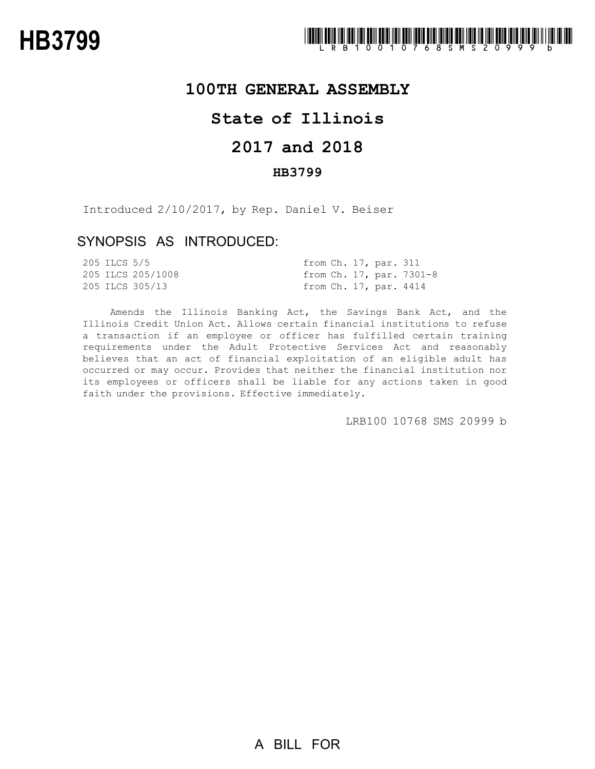# HB3799

LRB100 10768 SMS 20999 b

## 100TH GENERAL ASSEMBLY

## State of Illinois

## 2017 and 2018

### HB3799

Introduced 2/10/2017, by Rep. Daniel V. Beiser

## SYNOPSIS AS INTRODUCED:

| | |
|---|---|
| 205 ILCS 5/5 | from Ch. 17, par. 311 |
| 205 ILCS 205/1008 | from Ch. 17, par. 7301-8 |
| 205 ILCS 305/13 | from Ch. 17, par. 4414 |

Amends the Illinois Banking Act, the Savings Bank Act, and the Illinois Credit Union Act. Allows certain financial institutions to refuse a transaction if an employee or officer has fulfilled certain training requirements under the Adult Protective Services Act and reasonably believes that an act of financial exploitation of an eligible adult has occurred or may occur. Provides that neither the financial institution nor its employees or officers shall be liable for any actions taken in good faith under the provisions. Effective immediately.

LRB100 10768 SMS 20999 b

A BILL FOR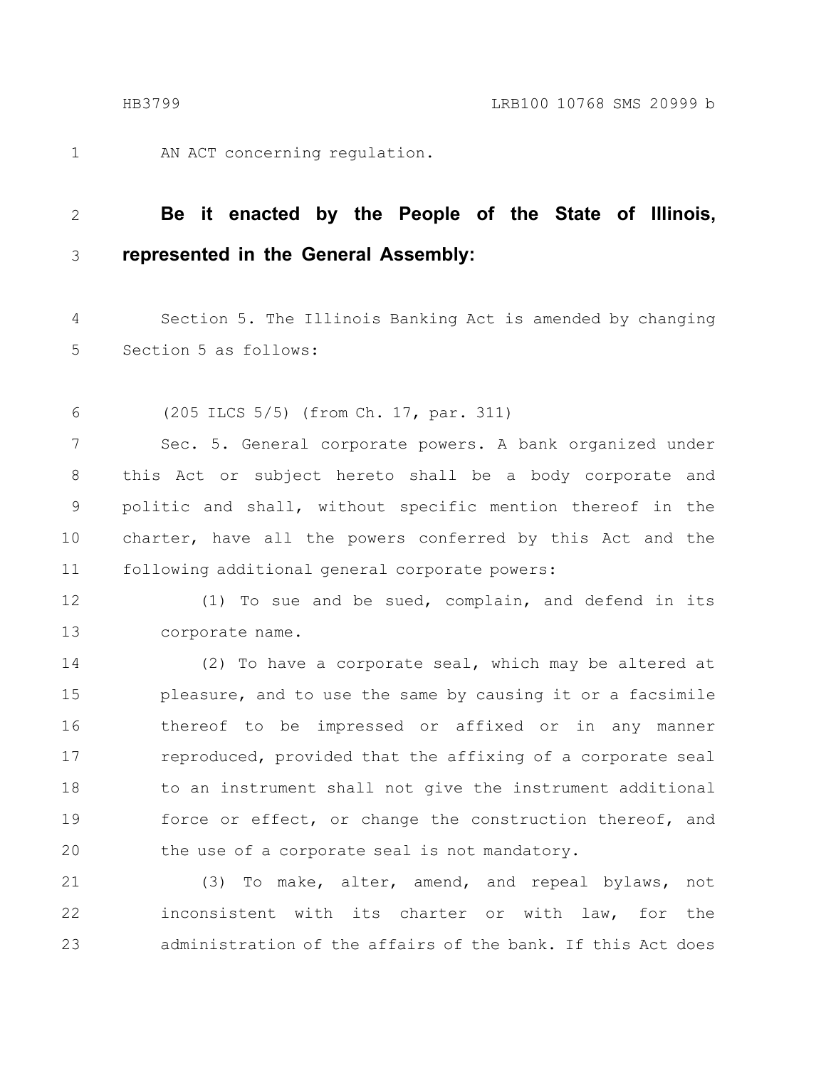AN ACT concerning regulation.

**Be it enacted by the People of the State of Illinois, represented in the General Assembly:**

Section 5. The Illinois Banking Act is amended by changing Section 5 as follows:

(205 ILCS 5/5) (from Ch. 17, par. 311)

Sec. 5. General corporate powers. A bank organized under this Act or subject hereto shall be a body corporate and politic and shall, without specific mention thereof in the charter, have all the powers conferred by this Act and the following additional general corporate powers:

(1) To sue and be sued, complain, and defend in its corporate name.

(2) To have a corporate seal, which may be altered at pleasure, and to use the same by causing it or a facsimile thereof to be impressed or affixed or in any manner reproduced, provided that the affixing of a corporate seal to an instrument shall not give the instrument additional force or effect, or change the construction thereof, and the use of a corporate seal is not mandatory.

(3) To make, alter, amend, and repeal bylaws, not inconsistent with its charter or with law, for the administration of the affairs of the bank. If this Act does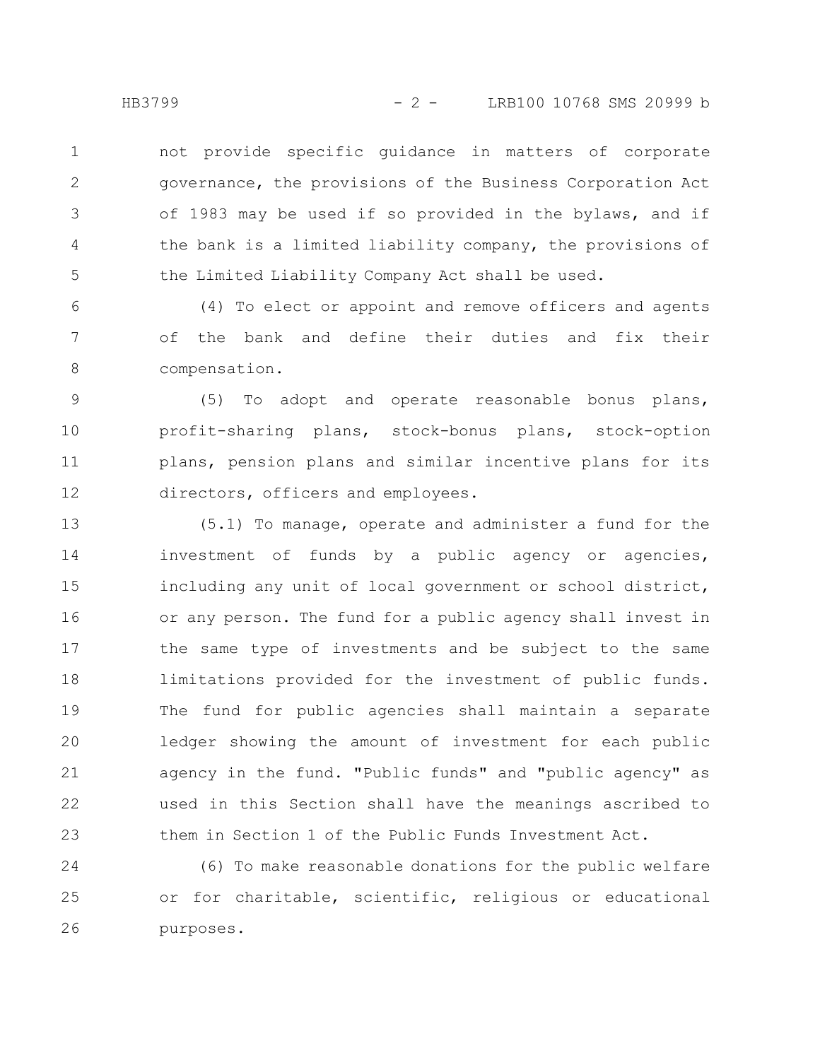not provide specific guidance in matters of corporate governance, the provisions of the Business Corporation Act of 1983 may be used if so provided in the bylaws, and if the bank is a limited liability company, the provisions of the Limited Liability Company Act shall be used.

(4) To elect or appoint and remove officers and agents of the bank and define their duties and fix their compensation.

(5) To adopt and operate reasonable bonus plans, profit-sharing plans, stock-bonus plans, stock-option plans, pension plans and similar incentive plans for its directors, officers and employees.

(5.1) To manage, operate and administer a fund for the investment of funds by a public agency or agencies, including any unit of local government or school district, or any person. The fund for a public agency shall invest in the same type of investments and be subject to the same limitations provided for the investment of public funds. The fund for public agencies shall maintain a separate ledger showing the amount of investment for each public agency in the fund. "Public funds" and "public agency" as used in this Section shall have the meanings ascribed to them in Section 1 of the Public Funds Investment Act.

(6) To make reasonable donations for the public welfare or for charitable, scientific, religious or educational purposes.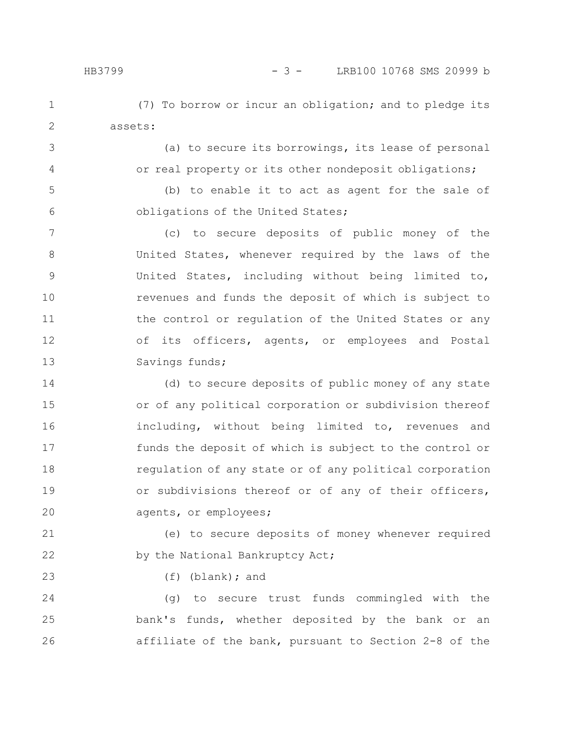(7) To borrow or incur an obligation; and to pledge its assets:

(a) to secure its borrowings, its lease of personal or real property or its other nondeposit obligations;

(b) to enable it to act as agent for the sale of obligations of the United States;

(c) to secure deposits of public money of the United States, whenever required by the laws of the United States, including without being limited to, revenues and funds the deposit of which is subject to the control or regulation of the United States or any of its officers, agents, or employees and Postal Savings funds;

(d) to secure deposits of public money of any state or of any political corporation or subdivision thereof including, without being limited to, revenues and funds the deposit of which is subject to the control or regulation of any state or of any political corporation or subdivisions thereof or of any of their officers, agents, or employees;

(e) to secure deposits of money whenever required by the National Bankruptcy Act;

(f) (blank); and

(g) to secure trust funds commingled with the bank's funds, whether deposited by the bank or an affiliate of the bank, pursuant to Section 2-8 of the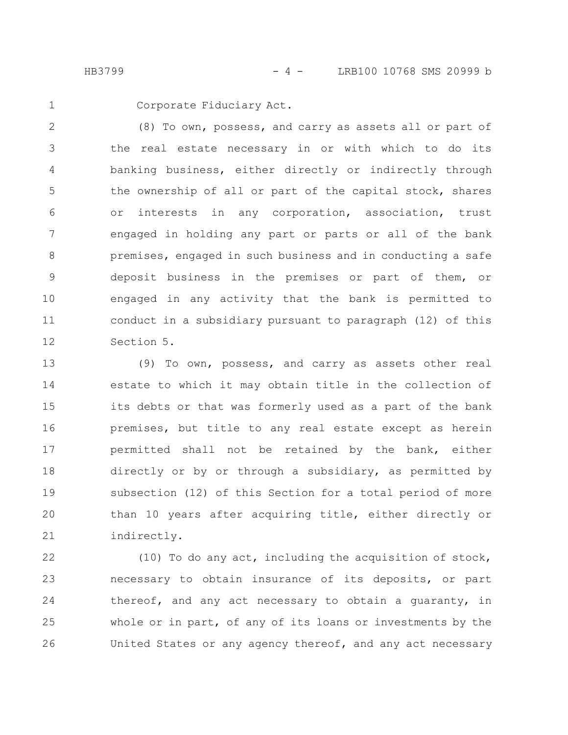Corporate Fiduciary Act.

(8) To own, possess, and carry as assets all or part of the real estate necessary in or with which to do its banking business, either directly or indirectly through the ownership of all or part of the capital stock, shares or interests in any corporation, association, trust engaged in holding any part or parts or all of the bank premises, engaged in such business and in conducting a safe deposit business in the premises or part of them, or engaged in any activity that the bank is permitted to conduct in a subsidiary pursuant to paragraph (12) of this Section 5.

(9) To own, possess, and carry as assets other real estate to which it may obtain title in the collection of its debts or that was formerly used as a part of the bank premises, but title to any real estate except as herein permitted shall not be retained by the bank, either directly or by or through a subsidiary, as permitted by subsection (12) of this Section for a total period of more than 10 years after acquiring title, either directly or indirectly.

(10) To do any act, including the acquisition of stock, necessary to obtain insurance of its deposits, or part thereof, and any act necessary to obtain a guaranty, in whole or in part, of any of its loans or investments by the United States or any agency thereof, and any act necessary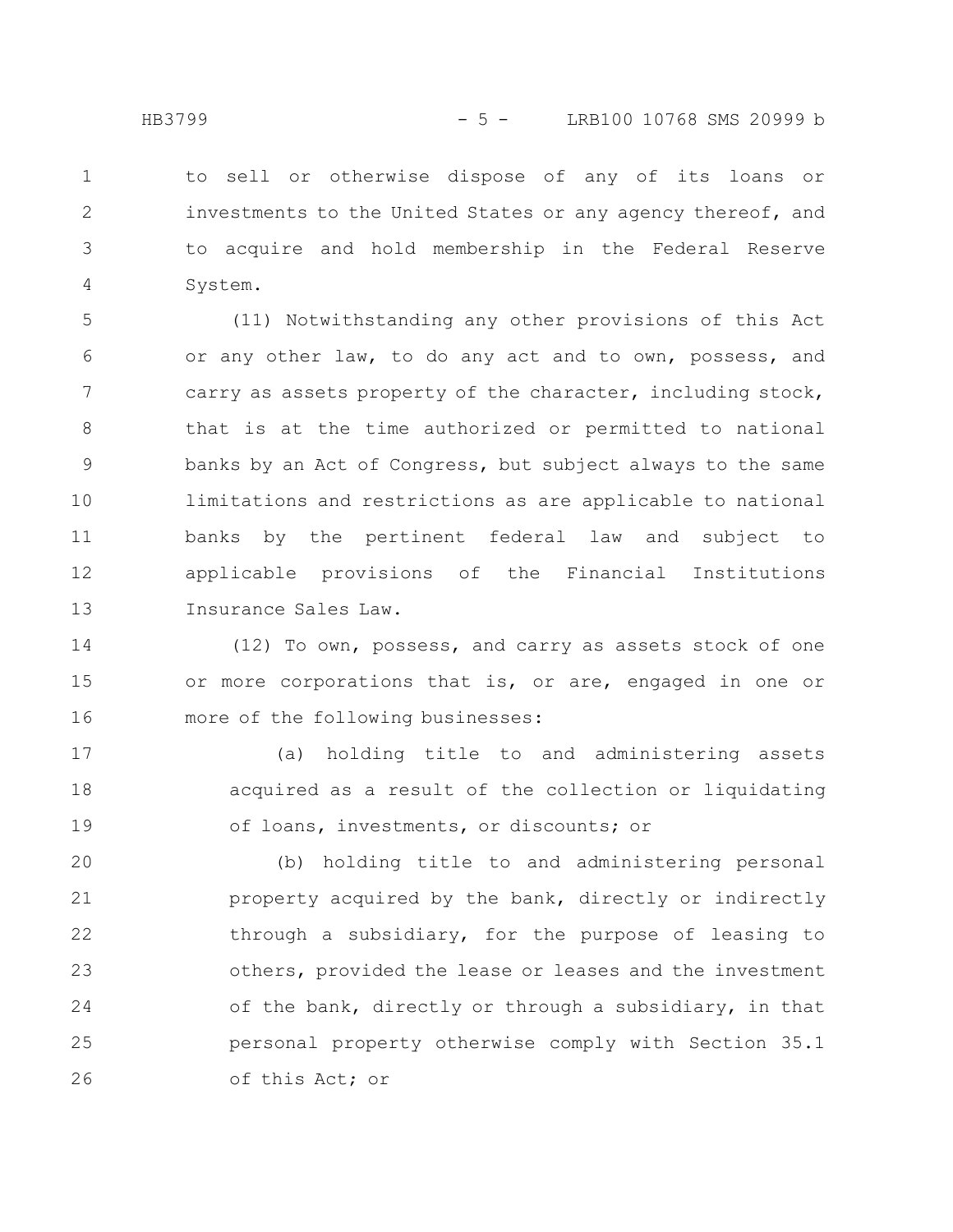to sell or otherwise dispose of any of its loans or investments to the United States or any agency thereof, and to acquire and hold membership in the Federal Reserve System.

(11) Notwithstanding any other provisions of this Act or any other law, to do any act and to own, possess, and carry as assets property of the character, including stock, that is at the time authorized or permitted to national banks by an Act of Congress, but subject always to the same limitations and restrictions as are applicable to national banks by the pertinent federal law and subject to applicable provisions of the Financial Institutions Insurance Sales Law.

(12) To own, possess, and carry as assets stock of one or more corporations that is, or are, engaged in one or more of the following businesses:

(a) holding title to and administering assets acquired as a result of the collection or liquidating of loans, investments, or discounts; or

(b) holding title to and administering personal property acquired by the bank, directly or indirectly through a subsidiary, for the purpose of leasing to others, provided the lease or leases and the investment of the bank, directly or through a subsidiary, in that personal property otherwise comply with Section 35.1 of this Act; or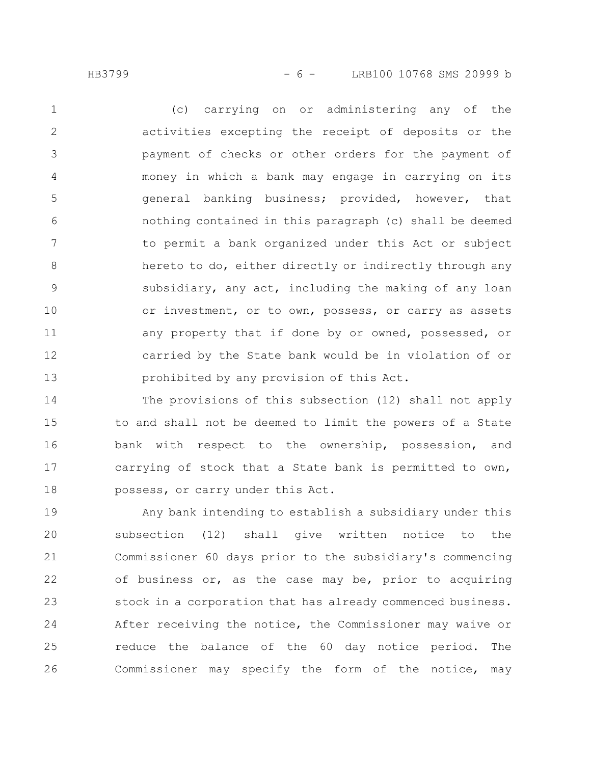(c) carrying on or administering any of the activities excepting the receipt of deposits or the payment of checks or other orders for the payment of money in which a bank may engage in carrying on its general banking business; provided, however, that nothing contained in this paragraph (c) shall be deemed to permit a bank organized under this Act or subject hereto to do, either directly or indirectly through any subsidiary, any act, including the making of any loan or investment, or to own, possess, or carry as assets any property that if done by or owned, possessed, or carried by the State bank would be in violation of or prohibited by any provision of this Act.

The provisions of this subsection (12) shall not apply to and shall not be deemed to limit the powers of a State bank with respect to the ownership, possession, and carrying of stock that a State bank is permitted to own, possess, or carry under this Act.

Any bank intending to establish a subsidiary under this subsection (12) shall give written notice to the Commissioner 60 days prior to the subsidiary's commencing of business or, as the case may be, prior to acquiring stock in a corporation that has already commenced business. After receiving the notice, the Commissioner may waive or reduce the balance of the 60 day notice period. The Commissioner may specify the form of the notice, may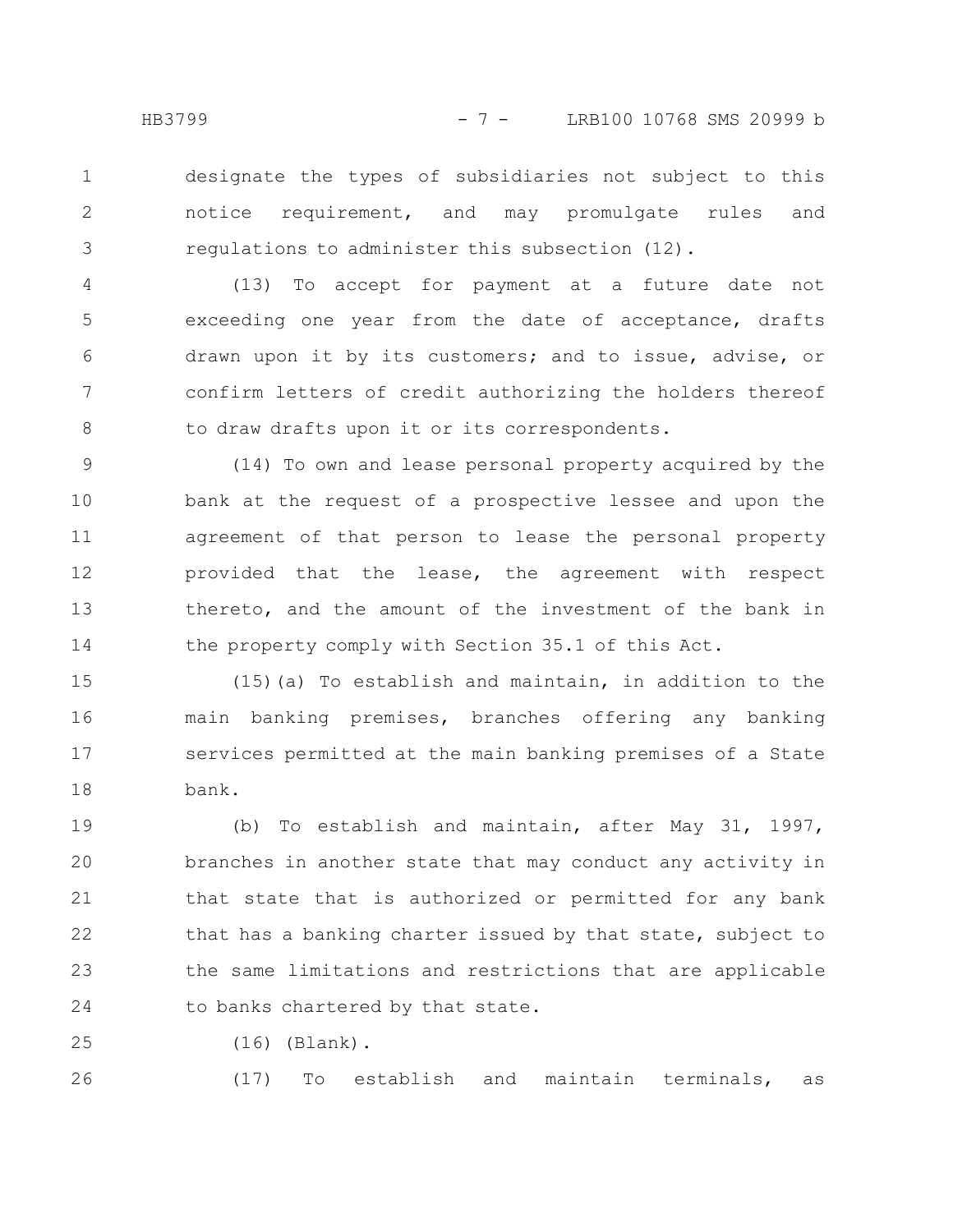designate the types of subsidiaries not subject to this notice requirement, and may promulgate rules and regulations to administer this subsection (12).

(13) To accept for payment at a future date not exceeding one year from the date of acceptance, drafts drawn upon it by its customers; and to issue, advise, or confirm letters of credit authorizing the holders thereof to draw drafts upon it or its correspondents.

(14) To own and lease personal property acquired by the bank at the request of a prospective lessee and upon the agreement of that person to lease the personal property provided that the lease, the agreement with respect thereto, and the amount of the investment of the bank in the property comply with Section 35.1 of this Act.

(15)(a) To establish and maintain, in addition to the main banking premises, branches offering any banking services permitted at the main banking premises of a State bank.

(b) To establish and maintain, after May 31, 1997, branches in another state that may conduct any activity in that state that is authorized or permitted for any bank that has a banking charter issued by that state, subject to the same limitations and restrictions that are applicable to banks chartered by that state.

(16) (Blank).

(17) To establish and maintain terminals, as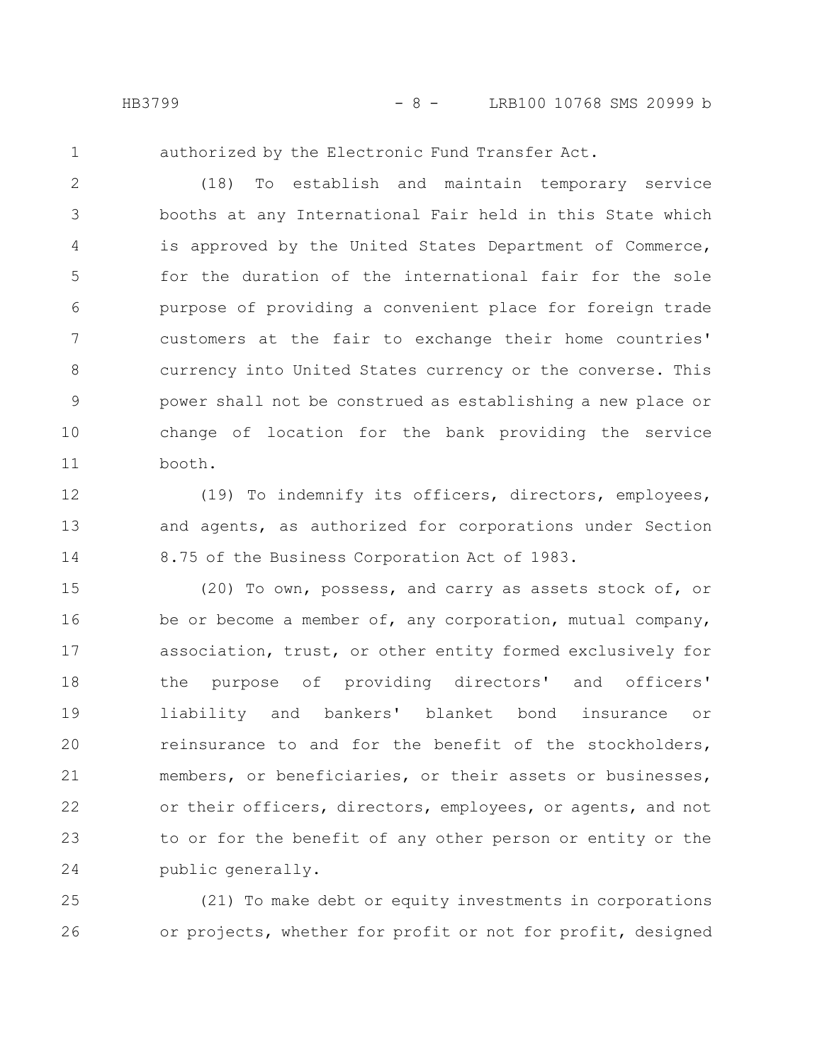authorized by the Electronic Fund Transfer Act.

(18) To establish and maintain temporary service booths at any International Fair held in this State which is approved by the United States Department of Commerce, for the duration of the international fair for the sole purpose of providing a convenient place for foreign trade customers at the fair to exchange their home countries' currency into United States currency or the converse. This power shall not be construed as establishing a new place or change of location for the bank providing the service booth.

(19) To indemnify its officers, directors, employees, and agents, as authorized for corporations under Section 8.75 of the Business Corporation Act of 1983.

(20) To own, possess, and carry as assets stock of, or be or become a member of, any corporation, mutual company, association, trust, or other entity formed exclusively for the purpose of providing directors' and officers' liability and bankers' blanket bond insurance or reinsurance to and for the benefit of the stockholders, members, or beneficiaries, or their assets or businesses, or their officers, directors, employees, or agents, and not to or for the benefit of any other person or entity or the public generally.

(21) To make debt or equity investments in corporations or projects, whether for profit or not for profit, designed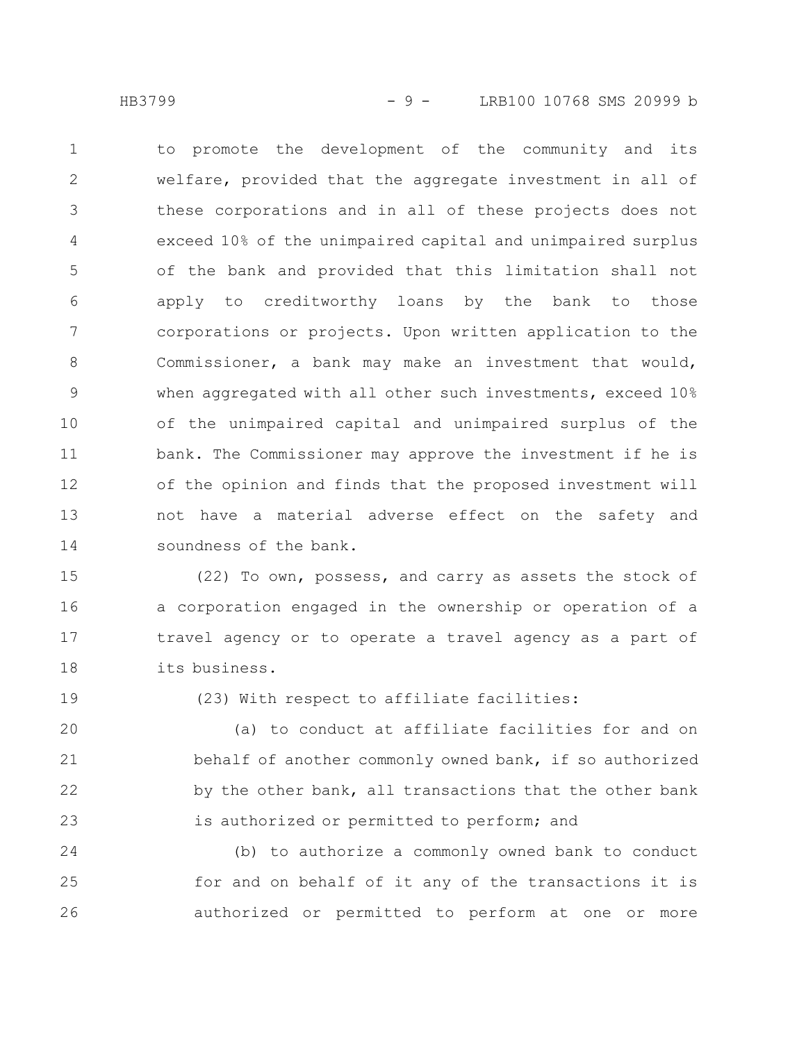to promote the development of the community and its welfare, provided that the aggregate investment in all of these corporations and in all of these projects does not exceed 10% of the unimpaired capital and unimpaired surplus of the bank and provided that this limitation shall not apply to creditworthy loans by the bank to those corporations or projects. Upon written application to the Commissioner, a bank may make an investment that would, when aggregated with all other such investments, exceed 10% of the unimpaired capital and unimpaired surplus of the bank. The Commissioner may approve the investment if he is of the opinion and finds that the proposed investment will not have a material adverse effect on the safety and soundness of the bank.

(22) To own, possess, and carry as assets the stock of a corporation engaged in the ownership or operation of a travel agency or to operate a travel agency as a part of its business.

(23) With respect to affiliate facilities:

(a) to conduct at affiliate facilities for and on behalf of another commonly owned bank, if so authorized by the other bank, all transactions that the other bank is authorized or permitted to perform; and

(b) to authorize a commonly owned bank to conduct for and on behalf of it any of the transactions it is authorized or permitted to perform at one or more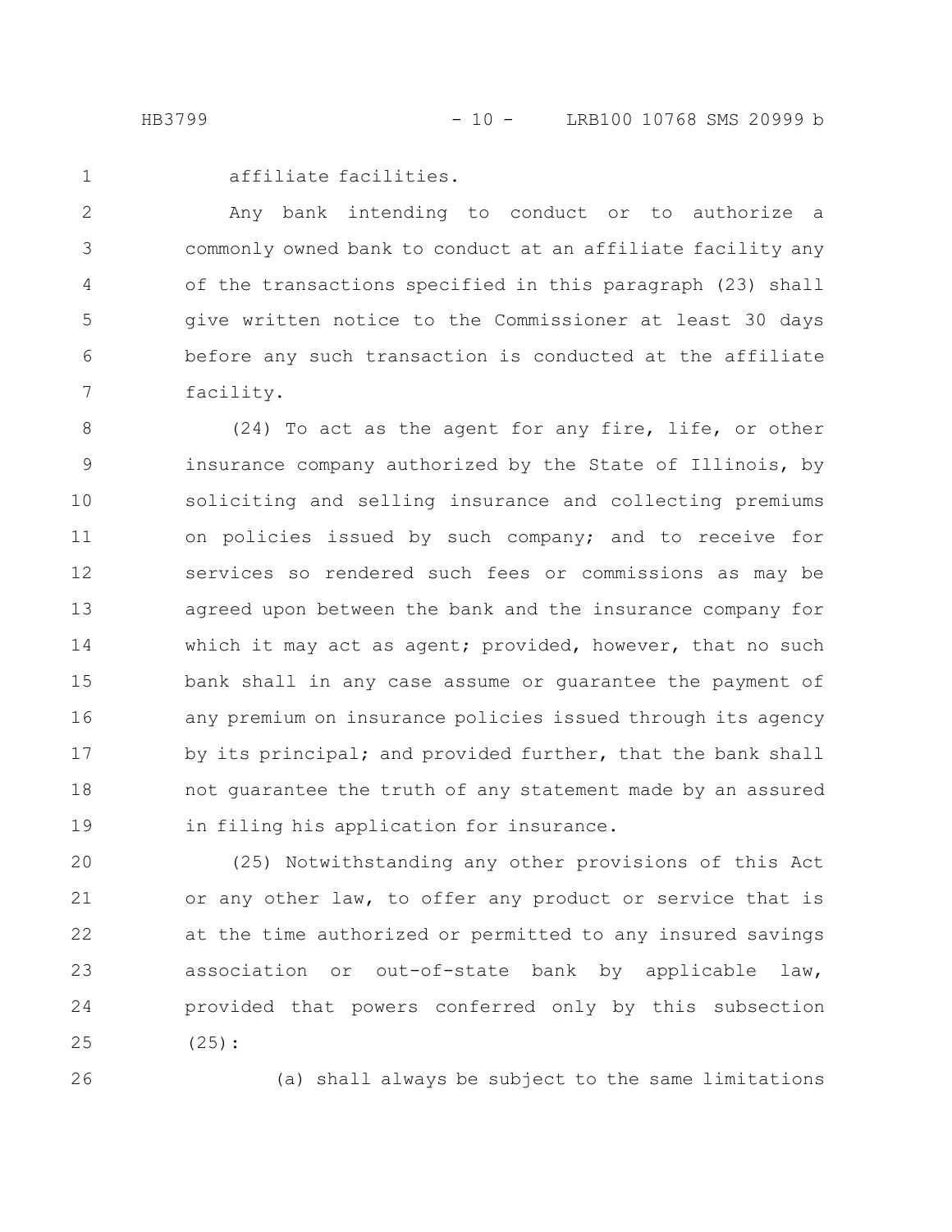affiliate facilities.

Any bank intending to conduct or to authorize a commonly owned bank to conduct at an affiliate facility any of the transactions specified in this paragraph (23) shall give written notice to the Commissioner at least 30 days before any such transaction is conducted at the affiliate facility.

(24) To act as the agent for any fire, life, or other insurance company authorized by the State of Illinois, by soliciting and selling insurance and collecting premiums on policies issued by such company; and to receive for services so rendered such fees or commissions as may be agreed upon between the bank and the insurance company for which it may act as agent; provided, however, that no such bank shall in any case assume or guarantee the payment of any premium on insurance policies issued through its agency by its principal; and provided further, that the bank shall not guarantee the truth of any statement made by an assured in filing his application for insurance.

(25) Notwithstanding any other provisions of this Act or any other law, to offer any product or service that is at the time authorized or permitted to any insured savings association or out-of-state bank by applicable law, provided that powers conferred only by this subsection (25):

(a) shall always be subject to the same limitations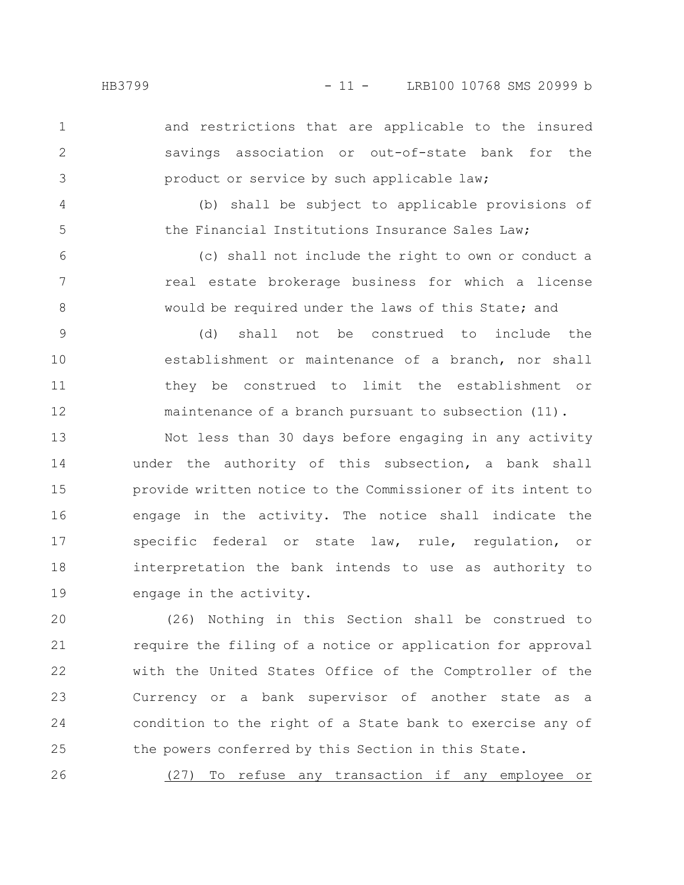and restrictions that are applicable to the insured savings association or out-of-state bank for the product or service by such applicable law;

(b) shall be subject to applicable provisions of the Financial Institutions Insurance Sales Law;

(c) shall not include the right to own or conduct a real estate brokerage business for which a license would be required under the laws of this State; and

(d) shall not be construed to include the establishment or maintenance of a branch, nor shall they be construed to limit the establishment or maintenance of a branch pursuant to subsection (11).

Not less than 30 days before engaging in any activity under the authority of this subsection, a bank shall provide written notice to the Commissioner of its intent to engage in the activity. The notice shall indicate the specific federal or state law, rule, regulation, or interpretation the bank intends to use as authority to engage in the activity.

(26) Nothing in this Section shall be construed to require the filing of a notice or application for approval with the United States Office of the Comptroller of the Currency or a bank supervisor of another state as a condition to the right of a State bank to exercise any of the powers conferred by this Section in this State.

<u>(27) To refuse any transaction if any employee or</u>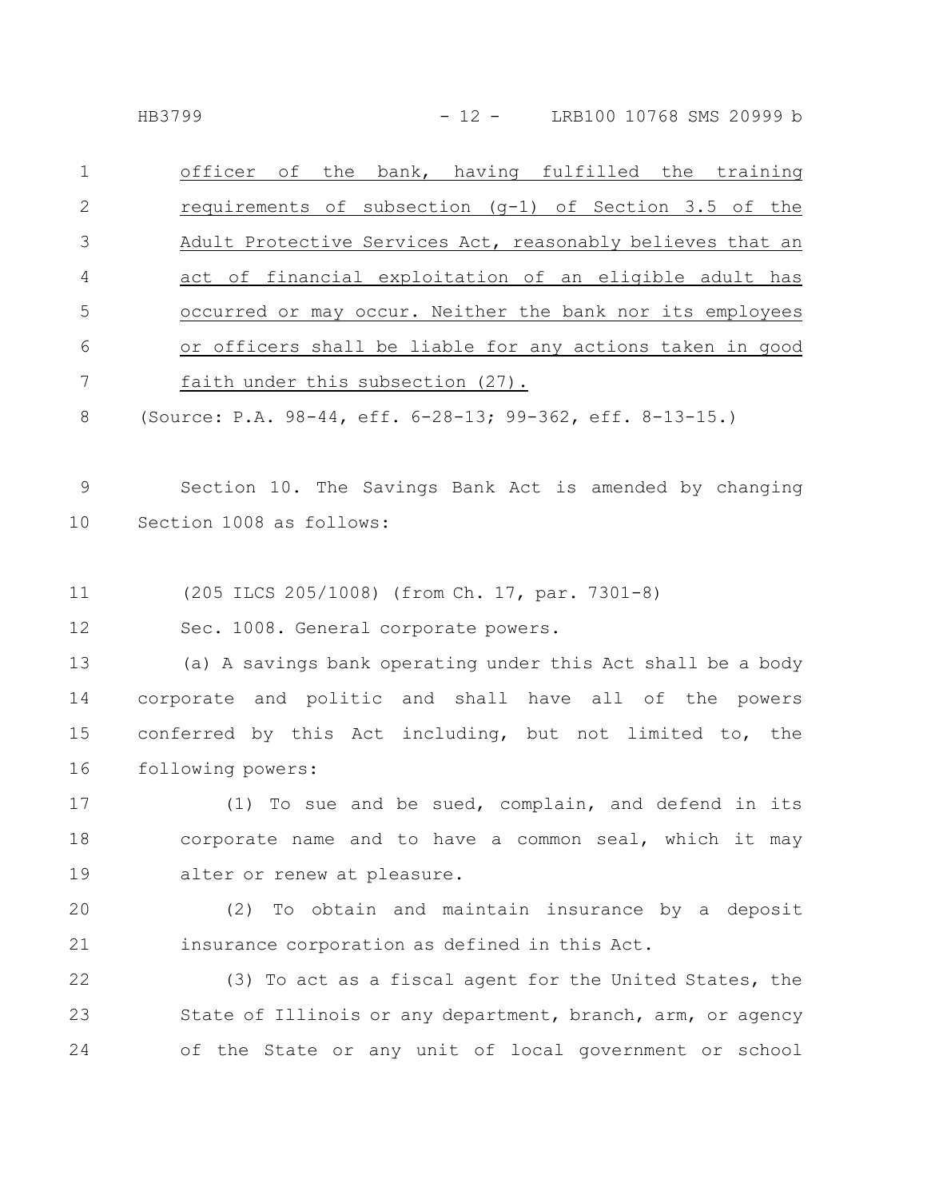officer of the bank, having fulfilled the training requirements of subsection (g-1) of Section 3.5 of the Adult Protective Services Act, reasonably believes that an act of financial exploitation of an eligible adult has occurred or may occur. Neither the bank nor its employees or officers shall be liable for any actions taken in good faith under this subsection (27).

(Source: P.A. 98-44, eff. 6-28-13; 99-362, eff. 8-13-15.)

Section 10. The Savings Bank Act is amended by changing Section 1008 as follows:

(205 ILCS 205/1008) (from Ch. 17, par. 7301-8)

Sec. 1008. General corporate powers.

(a) A savings bank operating under this Act shall be a body corporate and politic and shall have all of the powers conferred by this Act including, but not limited to, the following powers:

(1) To sue and be sued, complain, and defend in its corporate name and to have a common seal, which it may alter or renew at pleasure.

(2) To obtain and maintain insurance by a deposit insurance corporation as defined in this Act.

(3) To act as a fiscal agent for the United States, the State of Illinois or any department, branch, arm, or agency of the State or any unit of local government or school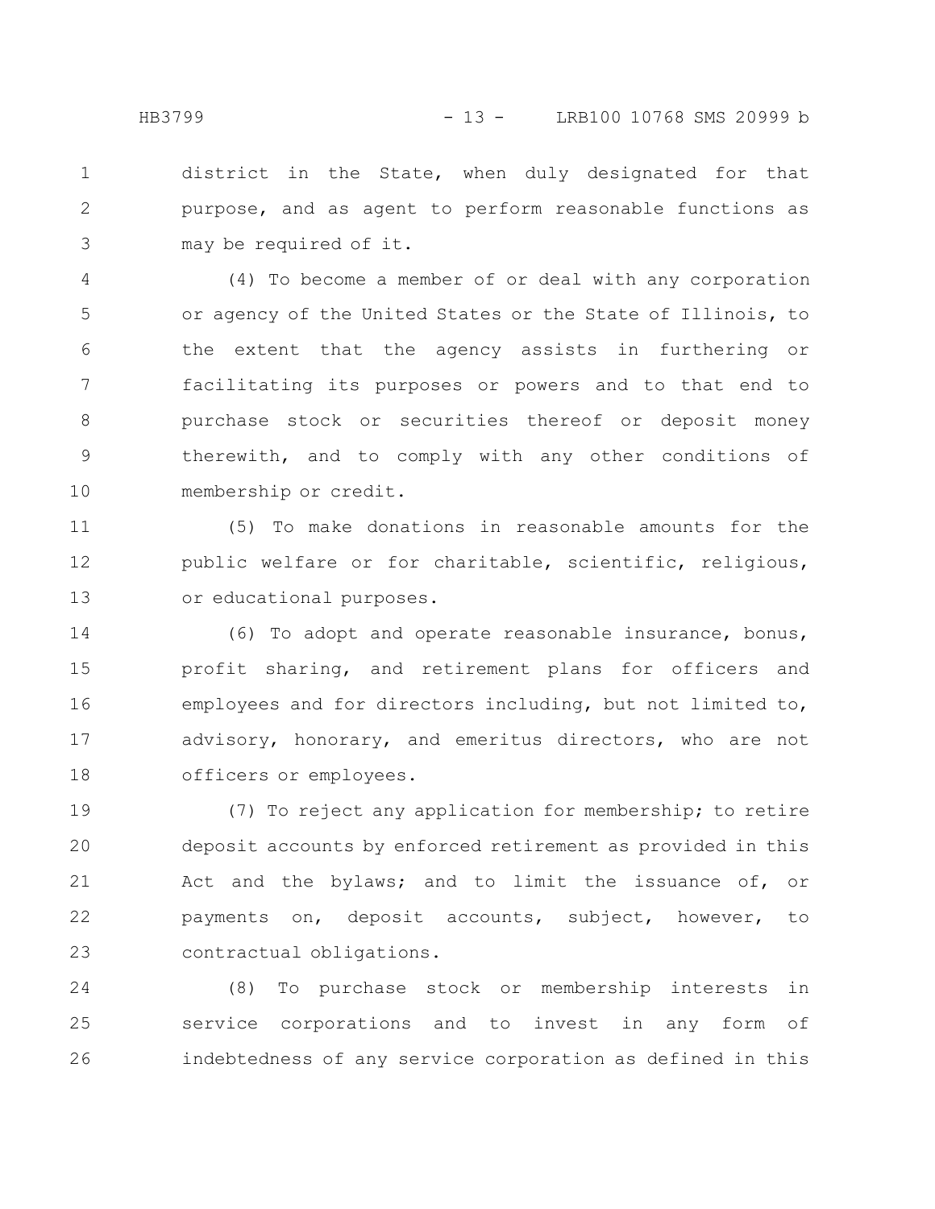district in the State, when duly designated for that purpose, and as agent to perform reasonable functions as may be required of it.

(4) To become a member of or deal with any corporation or agency of the United States or the State of Illinois, to the extent that the agency assists in furthering or facilitating its purposes or powers and to that end to purchase stock or securities thereof or deposit money therewith, and to comply with any other conditions of membership or credit.

(5) To make donations in reasonable amounts for the public welfare or for charitable, scientific, religious, or educational purposes.

(6) To adopt and operate reasonable insurance, bonus, profit sharing, and retirement plans for officers and employees and for directors including, but not limited to, advisory, honorary, and emeritus directors, who are not officers or employees.

(7) To reject any application for membership; to retire deposit accounts by enforced retirement as provided in this Act and the bylaws; and to limit the issuance of, or payments on, deposit accounts, subject, however, to contractual obligations.

(8) To purchase stock or membership interests in service corporations and to invest in any form of indebtedness of any service corporation as defined in this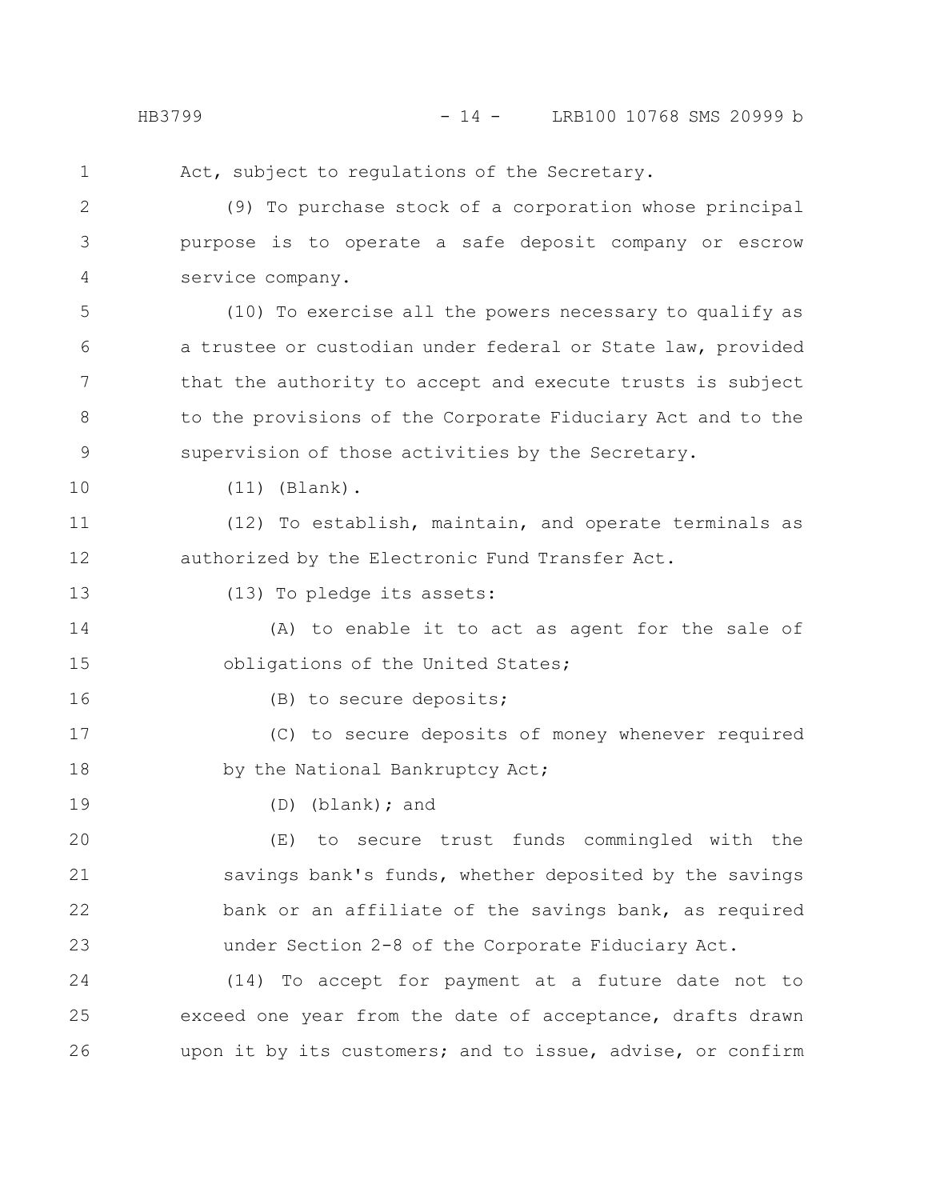Act, subject to regulations of the Secretary.

(9) To purchase stock of a corporation whose principal purpose is to operate a safe deposit company or escrow service company.

(10) To exercise all the powers necessary to qualify as a trustee or custodian under federal or State law, provided that the authority to accept and execute trusts is subject to the provisions of the Corporate Fiduciary Act and to the supervision of those activities by the Secretary.

(11) (Blank).

(12) To establish, maintain, and operate terminals as authorized by the Electronic Fund Transfer Act.

(13) To pledge its assets:

(A) to enable it to act as agent for the sale of obligations of the United States;

(B) to secure deposits;

(C) to secure deposits of money whenever required by the National Bankruptcy Act;

(D) (blank); and

(E) to secure trust funds commingled with the savings bank's funds, whether deposited by the savings bank or an affiliate of the savings bank, as required under Section 2-8 of the Corporate Fiduciary Act.

(14) To accept for payment at a future date not to exceed one year from the date of acceptance, drafts drawn upon it by its customers; and to issue, advise, or confirm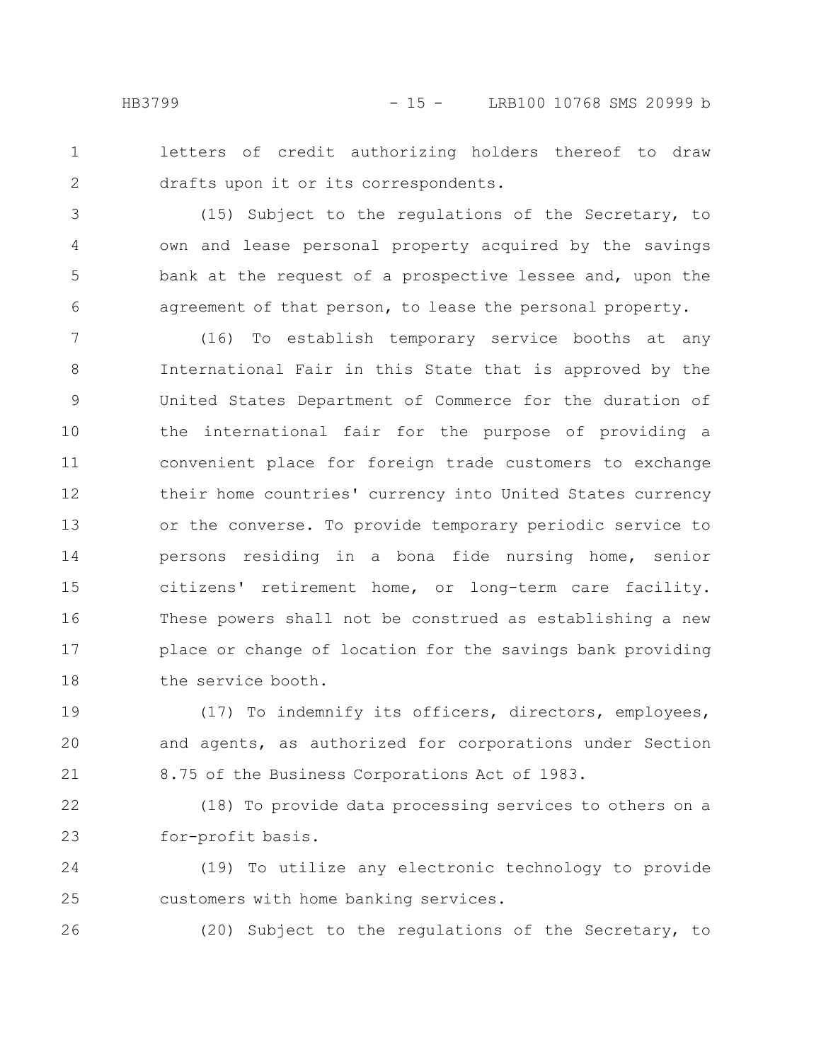letters of credit authorizing holders thereof to draw drafts upon it or its correspondents.

(15) Subject to the regulations of the Secretary, to own and lease personal property acquired by the savings bank at the request of a prospective lessee and, upon the agreement of that person, to lease the personal property.

(16) To establish temporary service booths at any International Fair in this State that is approved by the United States Department of Commerce for the duration of the international fair for the purpose of providing a convenient place for foreign trade customers to exchange their home countries' currency into United States currency or the converse. To provide temporary periodic service to persons residing in a bona fide nursing home, senior citizens' retirement home, or long-term care facility. These powers shall not be construed as establishing a new place or change of location for the savings bank providing the service booth.

(17) To indemnify its officers, directors, employees, and agents, as authorized for corporations under Section 8.75 of the Business Corporations Act of 1983.

(18) To provide data processing services to others on a for-profit basis.

(19) To utilize any electronic technology to provide customers with home banking services.

(20) Subject to the regulations of the Secretary, to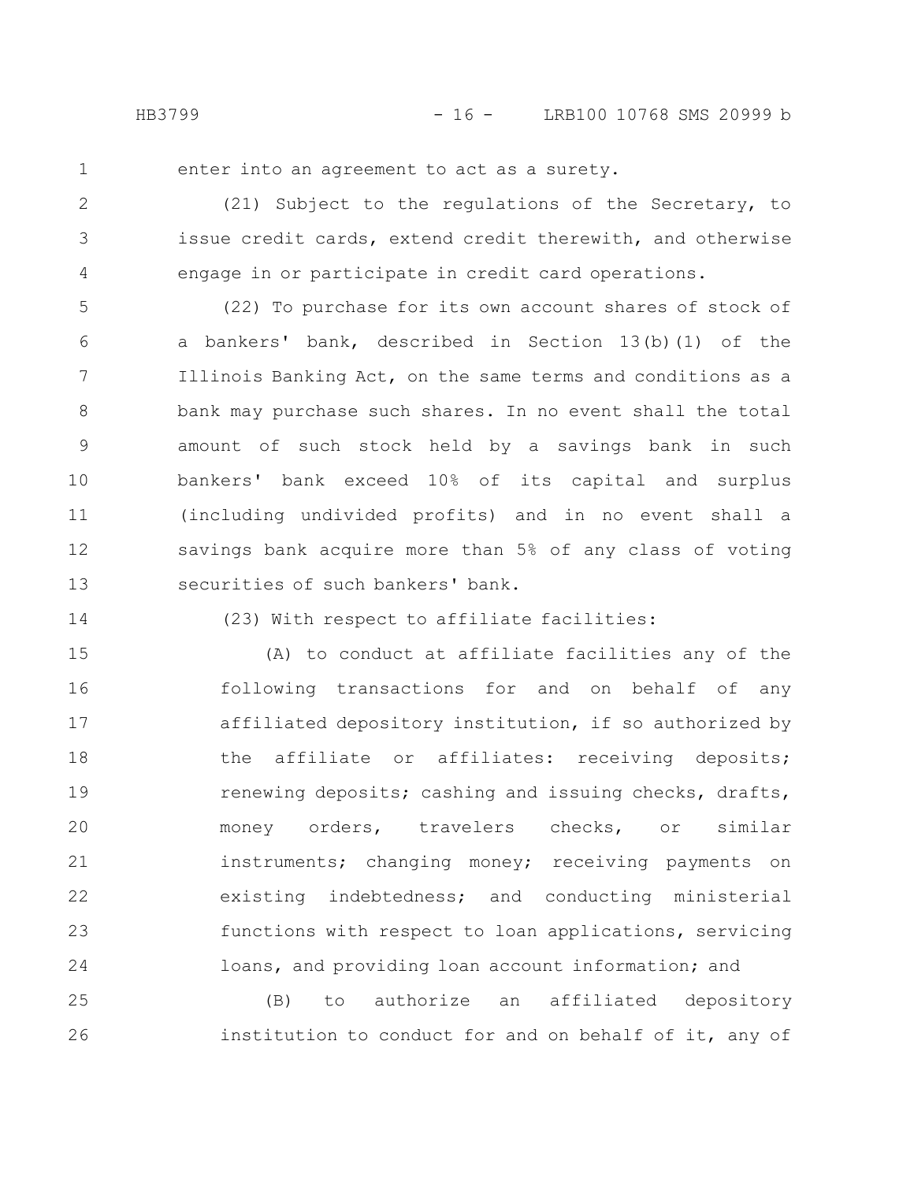enter into an agreement to act as a surety.

(21) Subject to the regulations of the Secretary, to issue credit cards, extend credit therewith, and otherwise engage in or participate in credit card operations.

(22) To purchase for its own account shares of stock of a bankers' bank, described in Section 13(b)(1) of the Illinois Banking Act, on the same terms and conditions as a bank may purchase such shares. In no event shall the total amount of such stock held by a savings bank in such bankers' bank exceed 10% of its capital and surplus (including undivided profits) and in no event shall a savings bank acquire more than 5% of any class of voting securities of such bankers' bank.

(23) With respect to affiliate facilities:

(A) to conduct at affiliate facilities any of the following transactions for and on behalf of any affiliated depository institution, if so authorized by the affiliate or affiliates: receiving deposits; renewing deposits; cashing and issuing checks, drafts, money orders, travelers checks, or similar instruments; changing money; receiving payments on existing indebtedness; and conducting ministerial functions with respect to loan applications, servicing loans, and providing loan account information; and

(B) to authorize an affiliated depository institution to conduct for and on behalf of it, any of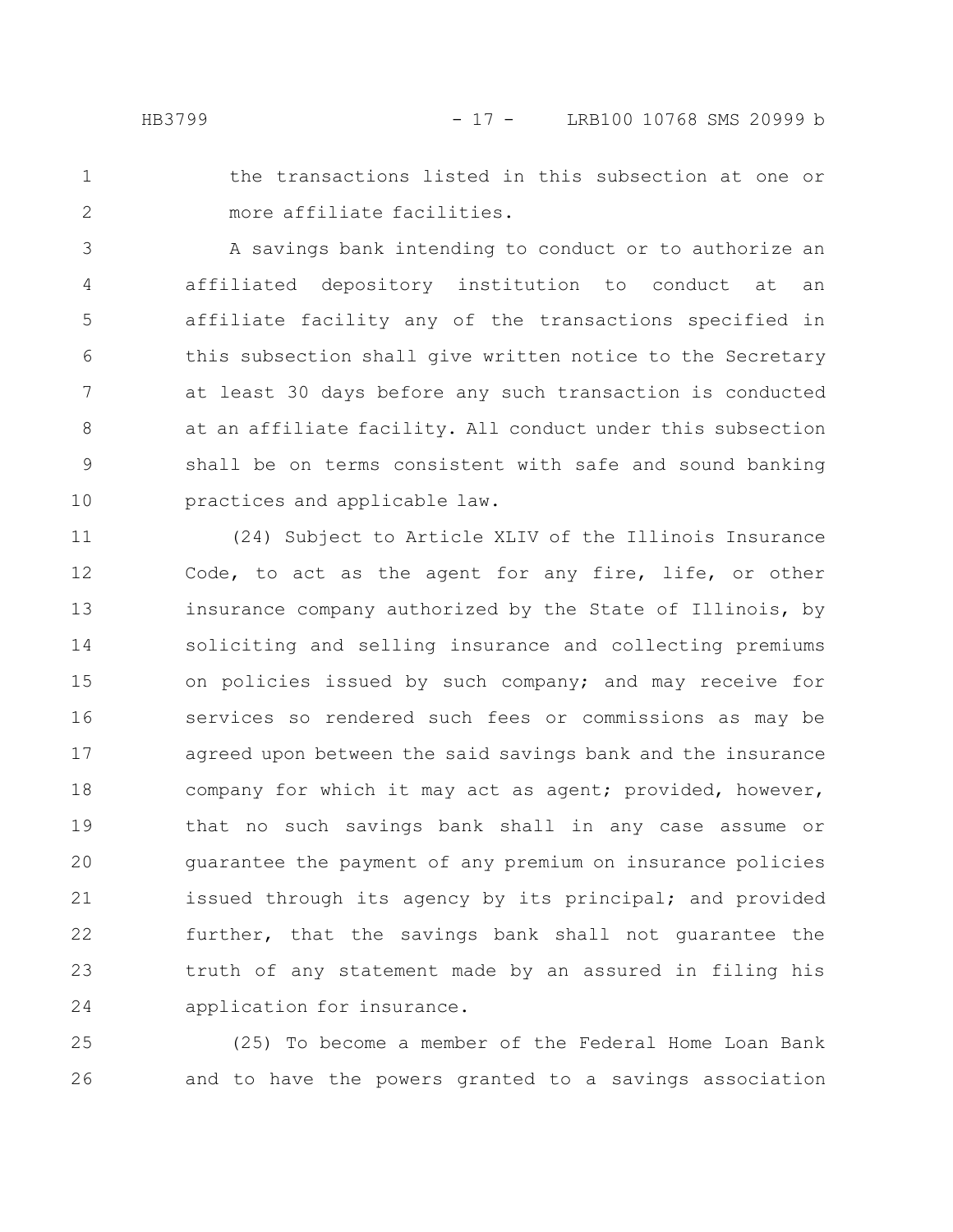the transactions listed in this subsection at one or more affiliate facilities.

A savings bank intending to conduct or to authorize an affiliated depository institution to conduct at an affiliate facility any of the transactions specified in this subsection shall give written notice to the Secretary at least 30 days before any such transaction is conducted at an affiliate facility. All conduct under this subsection shall be on terms consistent with safe and sound banking practices and applicable law.

(24) Subject to Article XLIV of the Illinois Insurance Code, to act as the agent for any fire, life, or other insurance company authorized by the State of Illinois, by soliciting and selling insurance and collecting premiums on policies issued by such company; and may receive for services so rendered such fees or commissions as may be agreed upon between the said savings bank and the insurance company for which it may act as agent; provided, however, that no such savings bank shall in any case assume or guarantee the payment of any premium on insurance policies issued through its agency by its principal; and provided further, that the savings bank shall not guarantee the truth of any statement made by an assured in filing his application for insurance.

(25) To become a member of the Federal Home Loan Bank and to have the powers granted to a savings association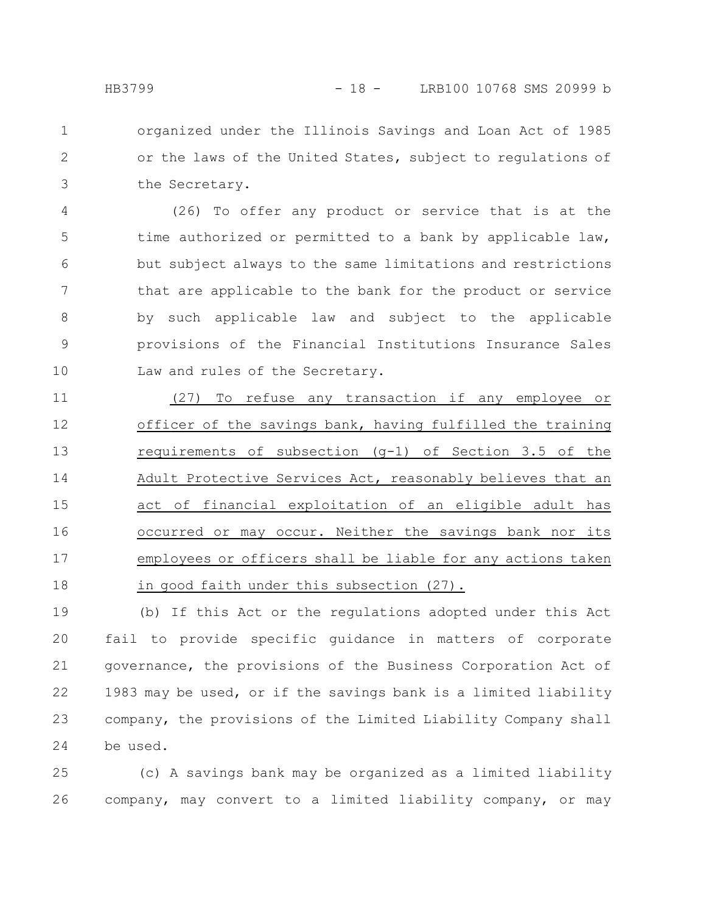organized under the Illinois Savings and Loan Act of 1985 or the laws of the United States, subject to regulations of the Secretary.

(26) To offer any product or service that is at the time authorized or permitted to a bank by applicable law, but subject always to the same limitations and restrictions that are applicable to the bank for the product or service by such applicable law and subject to the applicable provisions of the Financial Institutions Insurance Sales Law and rules of the Secretary.

<u>(27) To refuse any transaction if any employee or officer of the savings bank, having fulfilled the training requirements of subsection (g-1) of Section 3.5 of the Adult Protective Services Act, reasonably believes that an act of financial exploitation of an eligible adult has occurred or may occur. Neither the savings bank nor its employees or officers shall be liable for any actions taken in good faith under this subsection (27).</u>

(b) If this Act or the regulations adopted under this Act fail to provide specific guidance in matters of corporate governance, the provisions of the Business Corporation Act of 1983 may be used, or if the savings bank is a limited liability company, the provisions of the Limited Liability Company shall be used.

(c) A savings bank may be organized as a limited liability company, may convert to a limited liability company, or may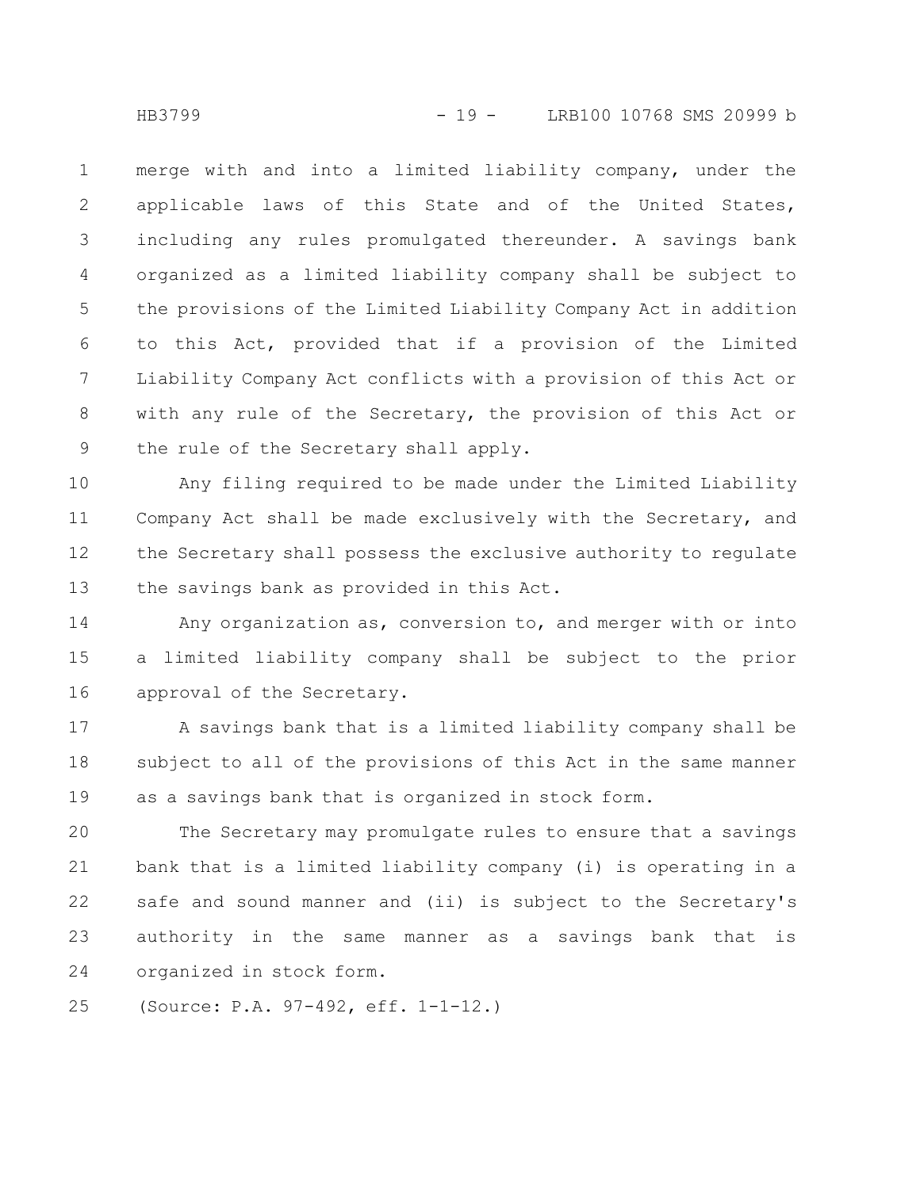merge with and into a limited liability company, under the applicable laws of this State and of the United States, including any rules promulgated thereunder. A savings bank organized as a limited liability company shall be subject to the provisions of the Limited Liability Company Act in addition to this Act, provided that if a provision of the Limited Liability Company Act conflicts with a provision of this Act or with any rule of the Secretary, the provision of this Act or the rule of the Secretary shall apply.

Any filing required to be made under the Limited Liability Company Act shall be made exclusively with the Secretary, and the Secretary shall possess the exclusive authority to regulate the savings bank as provided in this Act.

Any organization as, conversion to, and merger with or into a limited liability company shall be subject to the prior approval of the Secretary.

A savings bank that is a limited liability company shall be subject to all of the provisions of this Act in the same manner as a savings bank that is organized in stock form.

The Secretary may promulgate rules to ensure that a savings bank that is a limited liability company (i) is operating in a safe and sound manner and (ii) is subject to the Secretary's authority in the same manner as a savings bank that is organized in stock form.

(Source: P.A. 97-492, eff. 1-1-12.)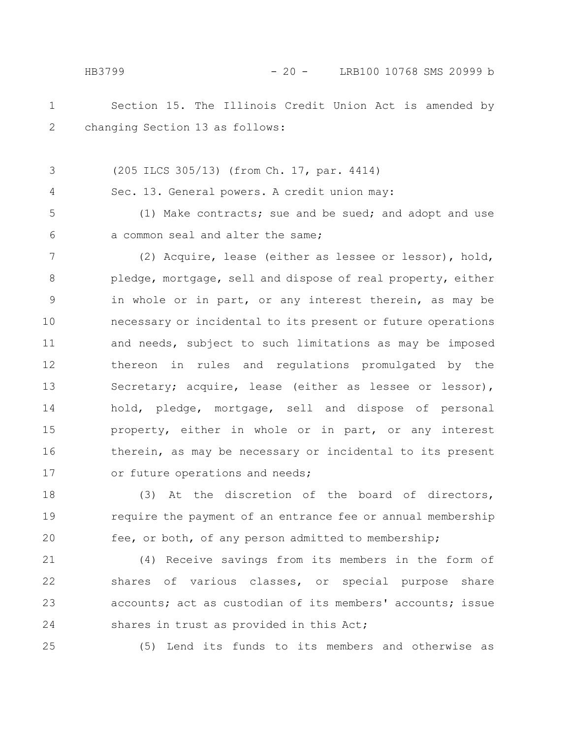Section 15. The Illinois Credit Union Act is amended by changing Section 13 as follows:

(205 ILCS 305/13) (from Ch. 17, par. 4414)

Sec. 13. General powers. A credit union may:

(1) Make contracts; sue and be sued; and adopt and use a common seal and alter the same;

(2) Acquire, lease (either as lessee or lessor), hold, pledge, mortgage, sell and dispose of real property, either in whole or in part, or any interest therein, as may be necessary or incidental to its present or future operations and needs, subject to such limitations as may be imposed thereon in rules and regulations promulgated by the Secretary; acquire, lease (either as lessee or lessor), hold, pledge, mortgage, sell and dispose of personal property, either in whole or in part, or any interest therein, as may be necessary or incidental to its present or future operations and needs;

(3) At the discretion of the board of directors, require the payment of an entrance fee or annual membership fee, or both, of any person admitted to membership;

(4) Receive savings from its members in the form of shares of various classes, or special purpose share accounts; act as custodian of its members' accounts; issue shares in trust as provided in this Act;

(5) Lend its funds to its members and otherwise as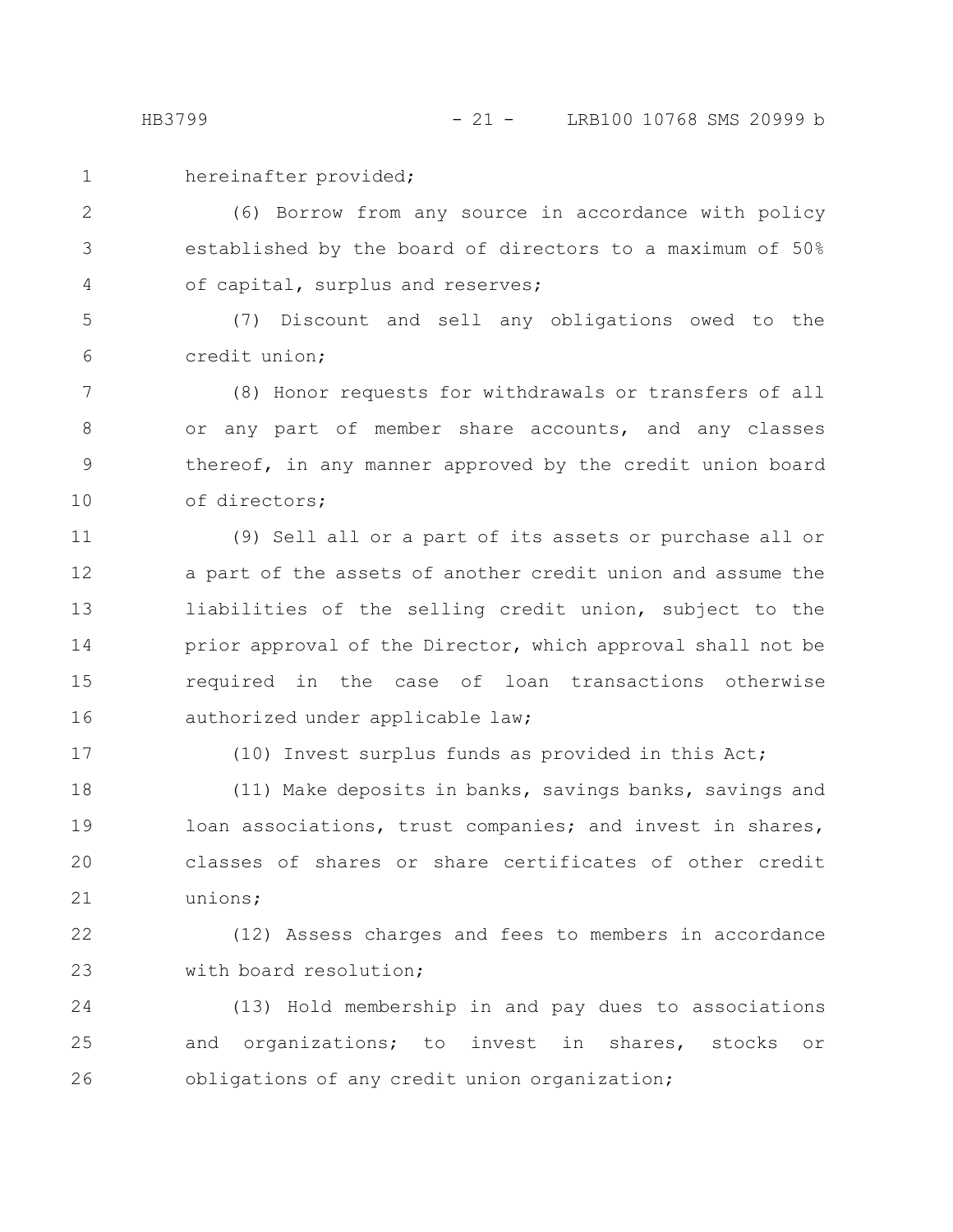hereinafter provided;

(6) Borrow from any source in accordance with policy established by the board of directors to a maximum of 50% of capital, surplus and reserves;

(7) Discount and sell any obligations owed to the credit union;

(8) Honor requests for withdrawals or transfers of all or any part of member share accounts, and any classes thereof, in any manner approved by the credit union board of directors;

(9) Sell all or a part of its assets or purchase all or a part of the assets of another credit union and assume the liabilities of the selling credit union, subject to the prior approval of the Director, which approval shall not be required in the case of loan transactions otherwise authorized under applicable law;

(10) Invest surplus funds as provided in this Act;

(11) Make deposits in banks, savings banks, savings and loan associations, trust companies; and invest in shares, classes of shares or share certificates of other credit unions;

(12) Assess charges and fees to members in accordance with board resolution;

(13) Hold membership in and pay dues to associations and organizations; to invest in shares, stocks or obligations of any credit union organization;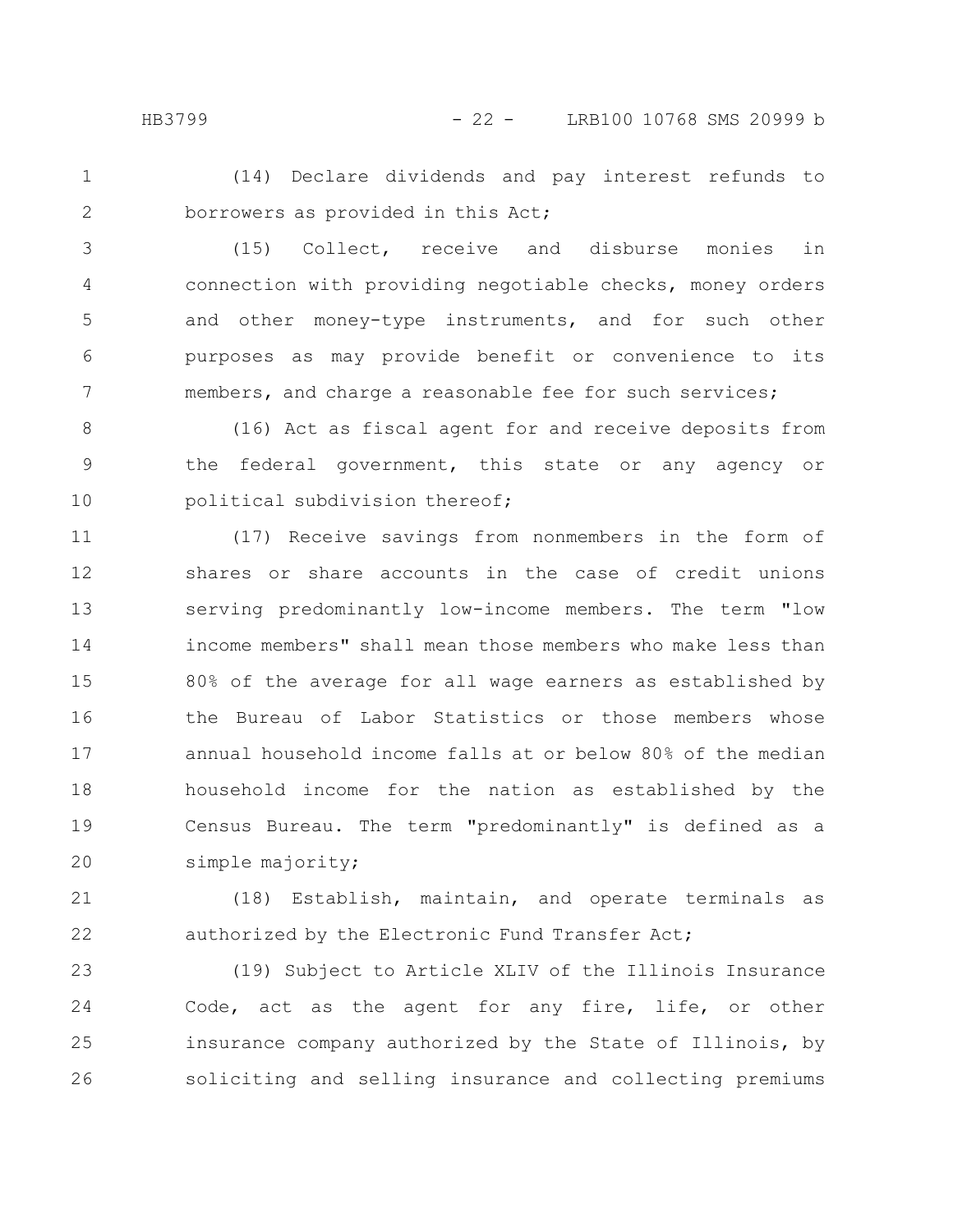(14) Declare dividends and pay interest refunds to borrowers as provided in this Act;

(15) Collect, receive and disburse monies in connection with providing negotiable checks, money orders and other money-type instruments, and for such other purposes as may provide benefit or convenience to its members, and charge a reasonable fee for such services;

(16) Act as fiscal agent for and receive deposits from the federal government, this state or any agency or political subdivision thereof;

(17) Receive savings from nonmembers in the form of shares or share accounts in the case of credit unions serving predominantly low-income members. The term "low income members" shall mean those members who make less than 80% of the average for all wage earners as established by the Bureau of Labor Statistics or those members whose annual household income falls at or below 80% of the median household income for the nation as established by the Census Bureau. The term "predominantly" is defined as a simple majority;

(18) Establish, maintain, and operate terminals as authorized by the Electronic Fund Transfer Act;

(19) Subject to Article XLIV of the Illinois Insurance Code, act as the agent for any fire, life, or other insurance company authorized by the State of Illinois, by soliciting and selling insurance and collecting premiums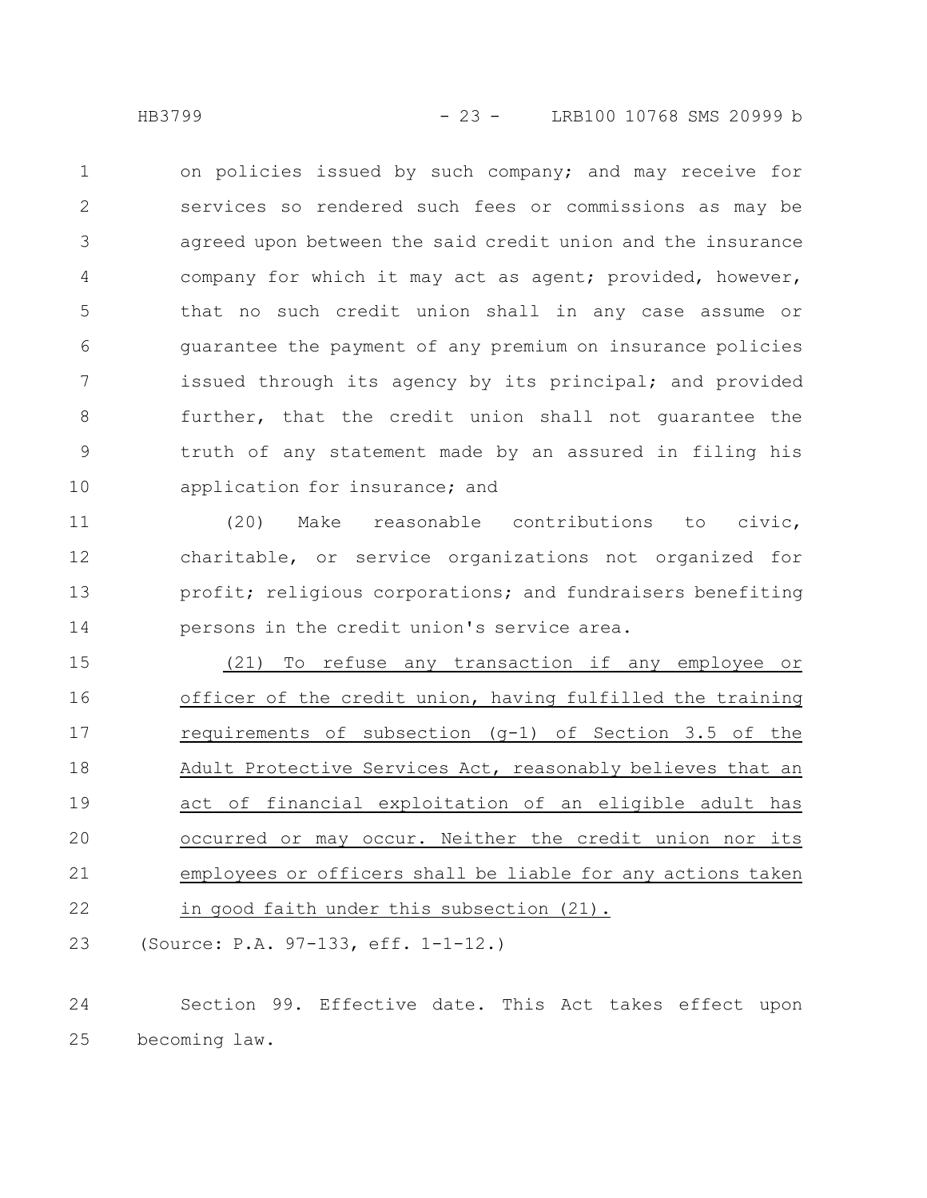on policies issued by such company; and may receive for services so rendered such fees or commissions as may be agreed upon between the said credit union and the insurance company for which it may act as agent; provided, however, that no such credit union shall in any case assume or guarantee the payment of any premium on insurance policies issued through its agency by its principal; and provided further, that the credit union shall not guarantee the truth of any statement made by an assured in filing his application for insurance; and

(20) Make reasonable contributions to civic, charitable, or service organizations not organized for profit; religious corporations; and fundraisers benefiting persons in the credit union's service area.

<u>(21) To refuse any transaction if any employee or officer of the credit union, having fulfilled the training requirements of subsection (g-1) of Section 3.5 of the Adult Protective Services Act, reasonably believes that an act of financial exploitation of an eligible adult has occurred or may occur. Neither the credit union nor its employees or officers shall be liable for any actions taken in good faith under this subsection (21).</u>

(Source: P.A. 97-133, eff. 1-1-12.)

Section 99. Effective date. This Act takes effect upon becoming law.